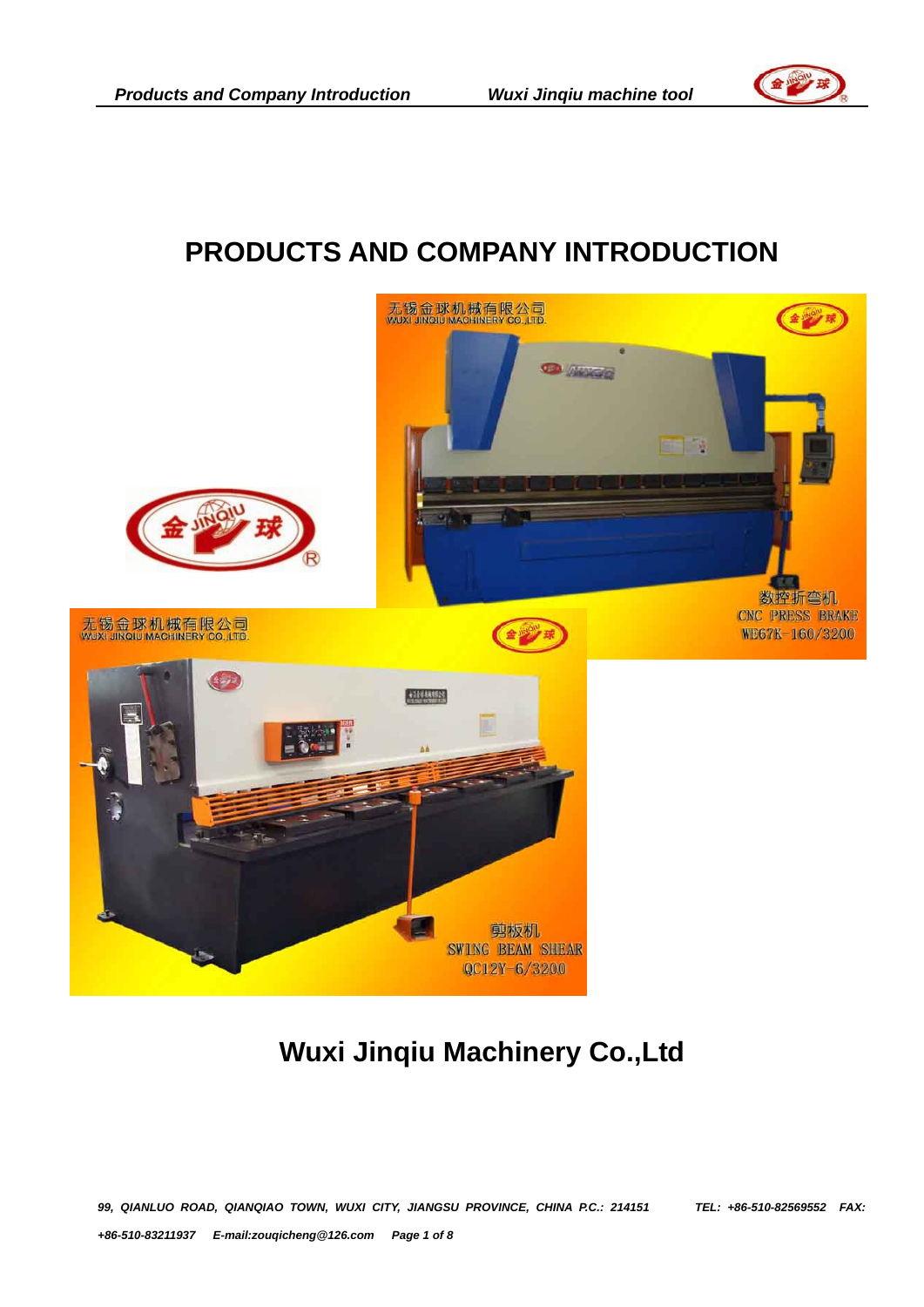# PRODUCTS AND COMPANY INTRODUCTION

## Wuxi Jinqiu Machinery Co.,Ltd

*99, QIANLUO ROAD, QIANQIAO TOWN, WUXI CITY, JIANGSU PROVINCE, CHINA P.C.: 214151 TEL: +86-510-82569552 FAX: +86-510-83211937 E-mail:zouqicheng@126.com*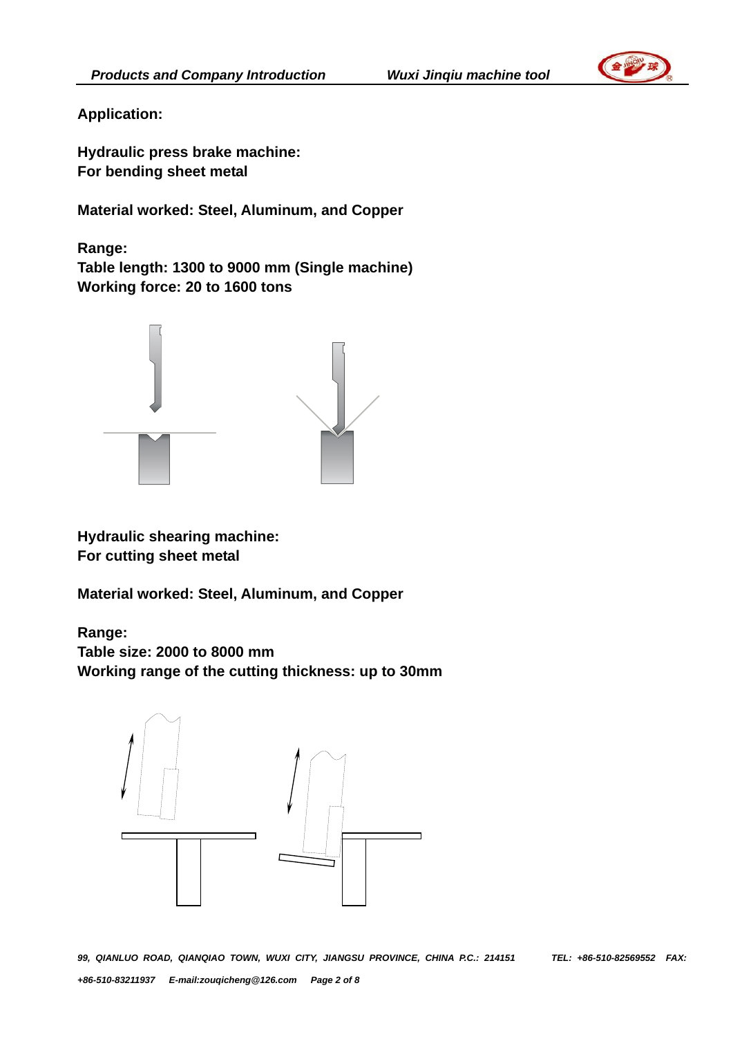**Application:**

**Hydraulic press brake machine:**
**For bending sheet metal**

**Material worked: Steel, Aluminum, and Copper**

**Range:**
**Table length: 1300 to 9000 mm (Single machine)**
**Working force: 20 to 1600 tons**

**Hydraulic shearing machine:**
**For cutting sheet metal**

**Material worked: Steel, Aluminum, and Copper**

**Range:**
**Table size: 2000 to 8000 mm**
**Working range of the cutting thickness: up to 30mm**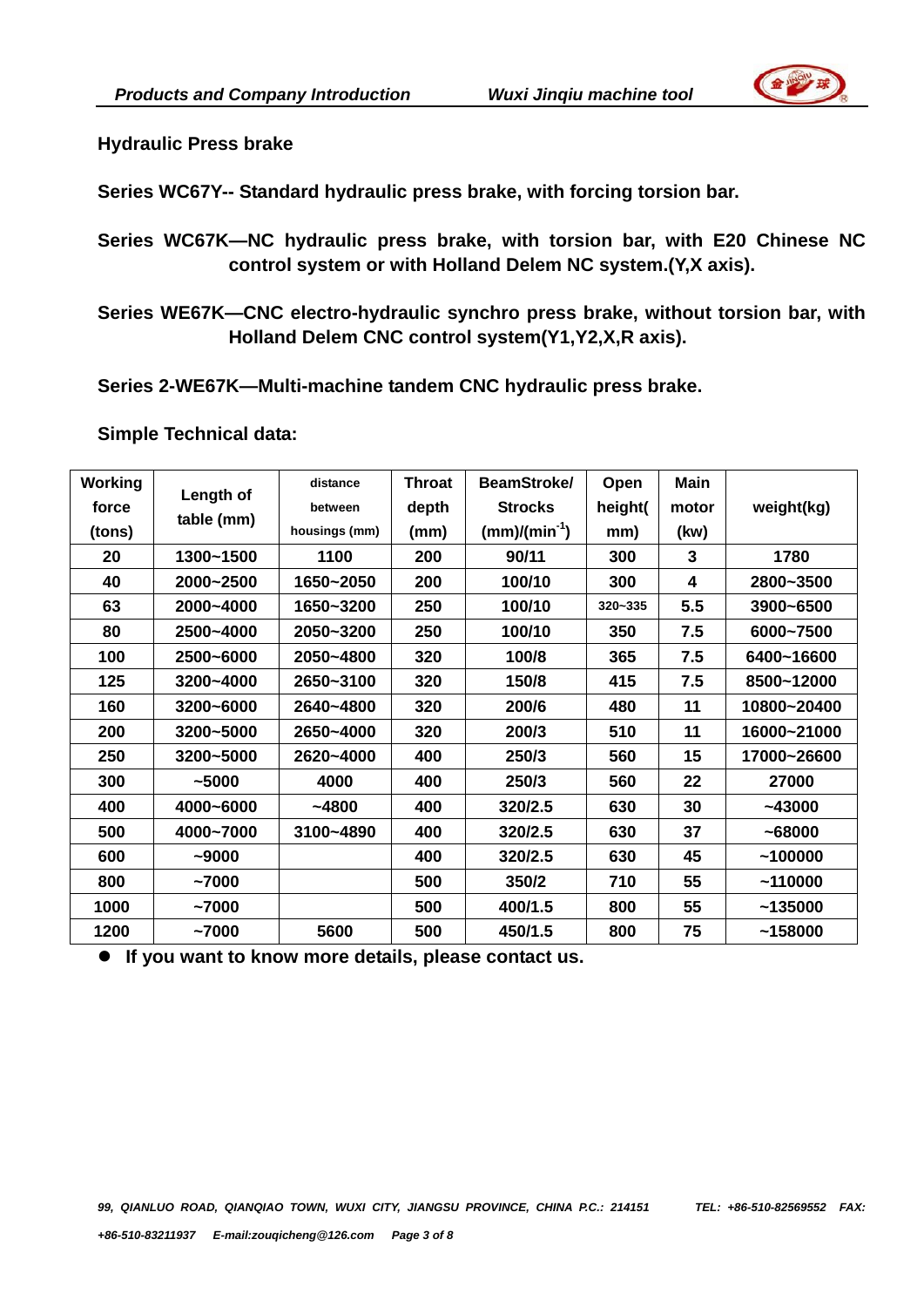## Hydraulic Press brake

**Series WC67Y-- Standard hydraulic press brake, with forcing torsion bar.**

**Series WC67K—NC hydraulic press brake, with torsion bar, with E20 Chinese NC control system or with Holland Delem NC system.(Y,X axis).**

**Series WE67K—CNC electro-hydraulic synchro press brake, without torsion bar, with Holland Delem CNC control system(Y1,Y2,X,R axis).**

**Series 2-WE67K—Multi-machine tandem CNC hydraulic press brake.**

**Simple Technical data:**

| Working force (tons) | Length of table (mm) | distance between housings (mm) | Throat depth (mm) | BeamStroke/ Strocks (mm)/(min$^{-1}$) | Open height( mm) | Main motor (kw) | weight(kg) |
|---|---|---|---|---|---|---|---|
| 20 | 1300~1500 | 1100 | 200 | 90/11 | 300 | 3 | 1780 |
| 40 | 2000~2500 | 1650~2050 | 200 | 100/10 | 300 | 4 | 2800~3500 |
| 63 | 2000~4000 | 1650~3200 | 250 | 100/10 | 320~335 | 5.5 | 3900~6500 |
| 80 | 2500~4000 | 2050~3200 | 250 | 100/10 | 350 | 7.5 | 6000~7500 |
| 100 | 2500~6000 | 2050~4800 | 320 | 100/8 | 365 | 7.5 | 6400~16600 |
| 125 | 3200~4000 | 2650~3100 | 320 | 150/8 | 415 | 7.5 | 8500~12000 |
| 160 | 3200~6000 | 2640~4800 | 320 | 200/6 | 480 | 11 | 10800~20400 |
| 200 | 3200~5000 | 2650~4000 | 320 | 200/3 | 510 | 11 | 16000~21000 |
| 250 | 3200~5000 | 2620~4000 | 400 | 250/3 | 560 | 15 | 17000~26600 |
| 300 | ~5000 | 4000 | 400 | 250/3 | 560 | 22 | 27000 |
| 400 | 4000~6000 | ~4800 | 400 | 320/2.5 | 630 | 30 | ~43000 |
| 500 | 4000~7000 | 3100~4890 | 400 | 320/2.5 | 630 | 37 | ~68000 |
| 600 | ~9000 | | 400 | 320/2.5 | 630 | 45 | ~100000 |
| 800 | ~7000 | | 500 | 350/2 | 710 | 55 | ~110000 |
| 1000 | ~7000 | | 500 | 400/1.5 | 800 | 55 | ~135000 |
| 1200 | ~7000 | 5600 | 500 | 450/1.5 | 800 | 75 | ~158000 |

- **If you want to know more details, please contact us.**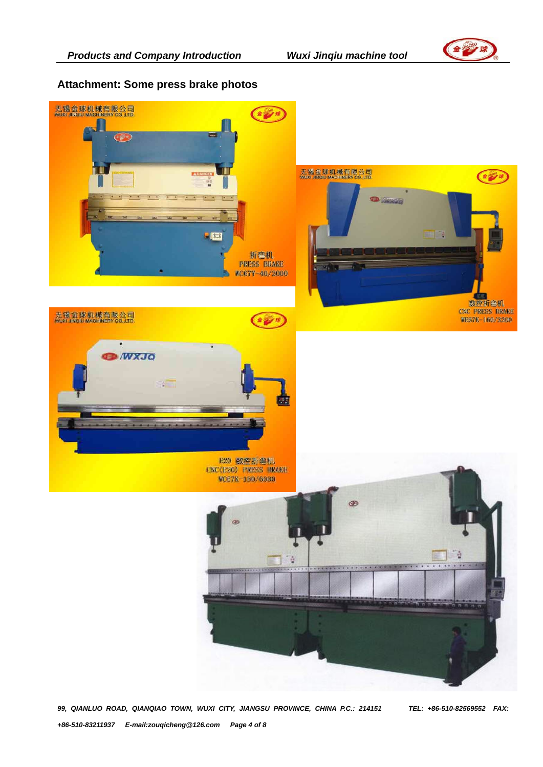## Attachment: Some press brake photos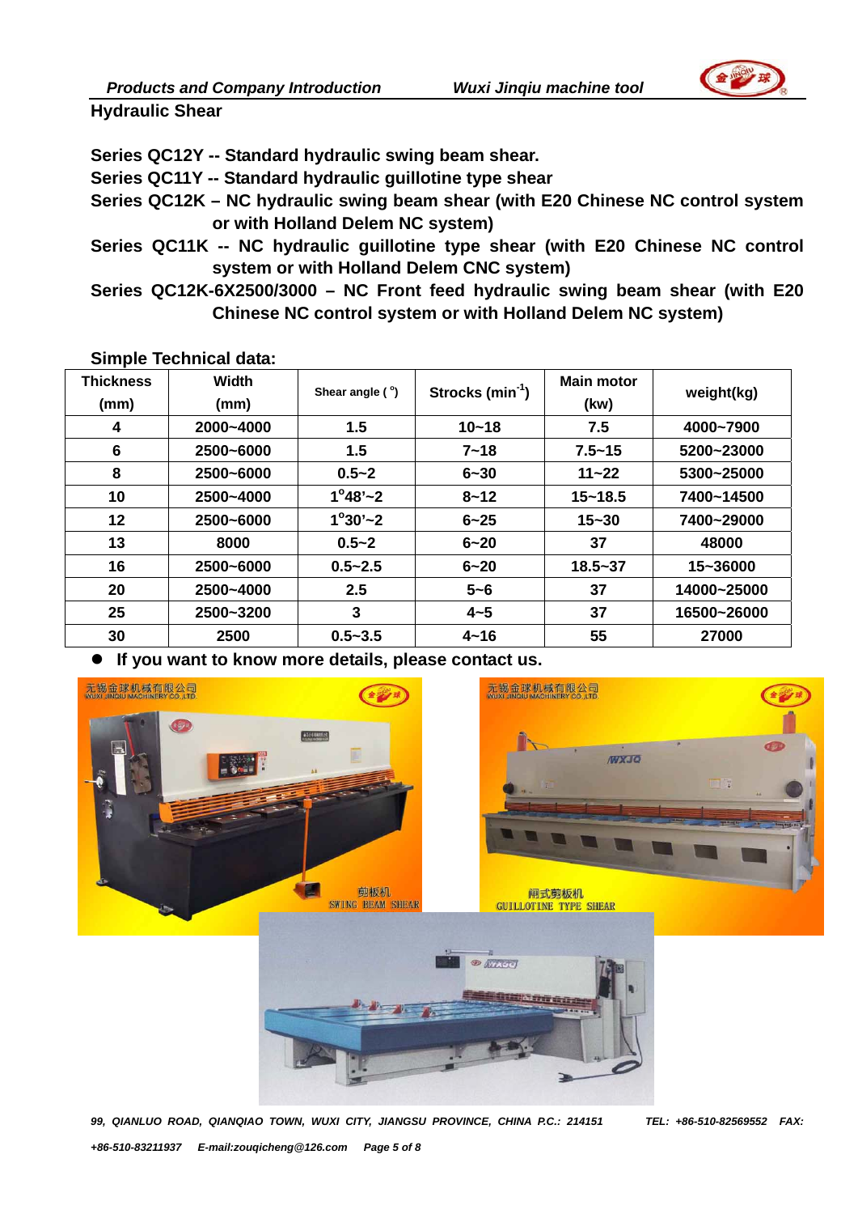## Hydraulic Shear

**Series QC12Y -- Standard hydraulic swing beam shear.**

**Series QC11Y -- Standard hydraulic guillotine type shear**

**Series QC12K – NC hydraulic swing beam shear (with E20 Chinese NC control system or with Holland Delem NC system)**

**Series QC11K -- NC hydraulic guillotine type shear (with E20 Chinese NC control system or with Holland Delem CNC system)**

**Series QC12K-6X2500/3000 – NC Front feed hydraulic swing beam shear (with E20 Chinese NC control system or with Holland Delem NC system)**

### Simple Technical data:

| Thickness (mm) | Width (mm) | Shear angle ( °) | Strocks ($min^{-1}$) | Main motor (kw) | weight(kg) |
|---|---|---|---|---|---|
| 4 | 2000~4000 | 1.5 | 10~18 | 7.5 | 4000~7900 |
| 6 | 2500~6000 | 1.5 | 7~18 | 7.5~15 | 5200~23000 |
| 8 | 2500~6000 | 0.5~2 | 6~30 | 11~22 | 5300~25000 |
| 10 | 2500~4000 | 1°48'~2 | 8~12 | 15~18.5 | 7400~14500 |
| 12 | 2500~6000 | 1°30'~2 | 6~25 | 15~30 | 7400~29000 |
| 13 | 8000 | 0.5~2 | 6~20 | 37 | 48000 |
| 16 | 2500~6000 | 0.5~2.5 | 6~20 | 18.5~37 | 15~36000 |
| 20 | 2500~4000 | 2.5 | 5~6 | 37 | 14000~25000 |
| 25 | 2500~3200 | 3 | 4~5 | 37 | 16500~26000 |
| 30 | 2500 | 0.5~3.5 | 4~16 | 55 | 27000 |

- **If you want to know more details, please contact us.**

*99, QIANLUO ROAD, QIANQIAO TOWN, WUXI CITY, JIANGSU PROVINCE, CHINA P.C.: 214151 TEL: +86-510-82569552 FAX: +86-510-83211937 E-mail:zouqicheng@126.com*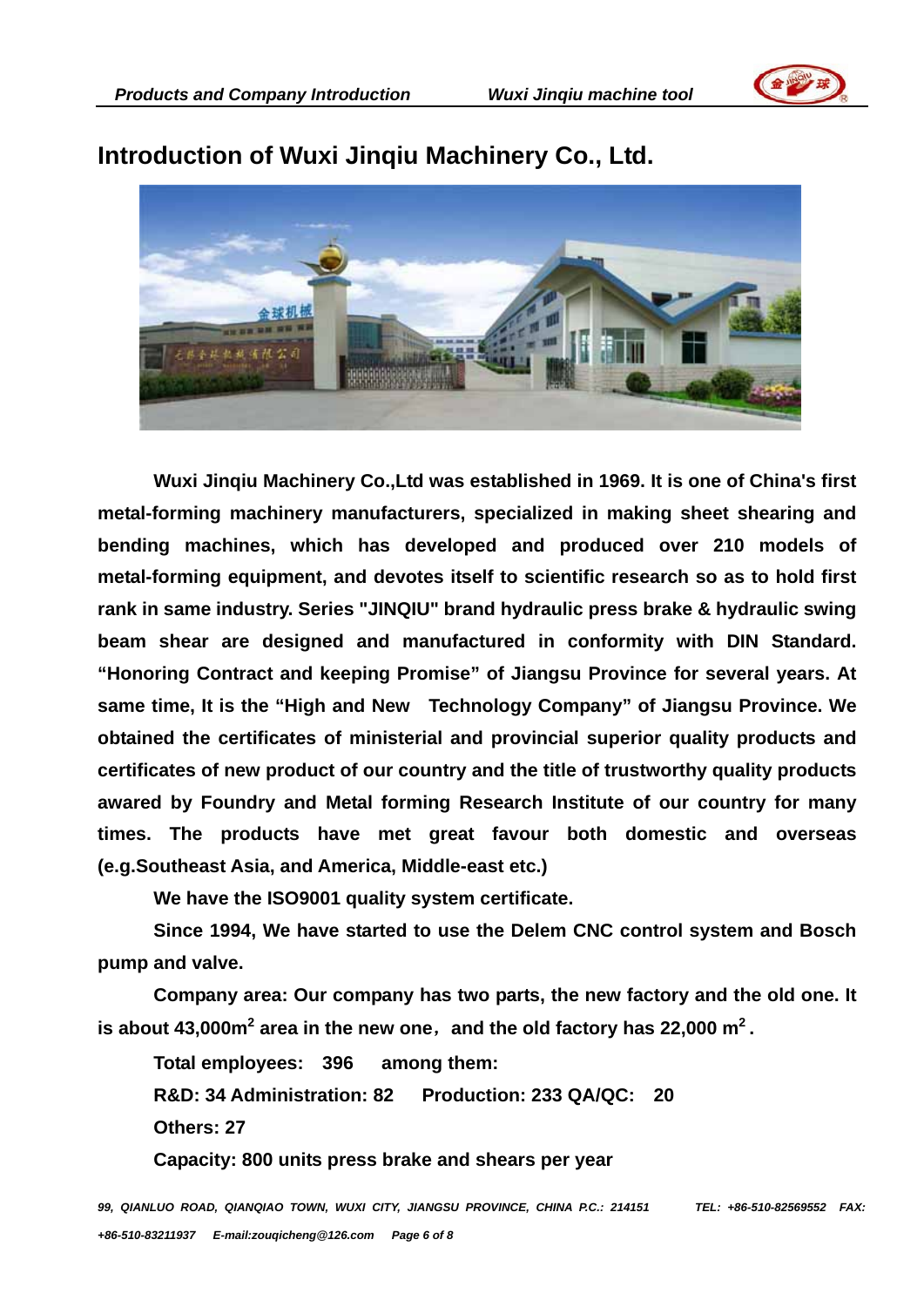# Introduction of Wuxi Jinqiu Machinery Co., Ltd.

**Wuxi Jinqiu Machinery Co.,Ltd was established in 1969. It is one of China's first metal-forming machinery manufacturers, specialized in making sheet shearing and bending machines, which has developed and produced over 210 models of metal-forming equipment, and devotes itself to scientific research so as to hold first rank in same industry. Series "JINQIU" brand hydraulic press brake & hydraulic swing beam shear are designed and manufactured in conformity with DIN Standard. "Honoring Contract and keeping Promise" of Jiangsu Province for several years. At same time, It is the "High and New Technology Company" of Jiangsu Province. We obtained the certificates of ministerial and provincial superior quality products and certificates of new product of our country and the title of trustworthy quality products awared by Foundry and Metal forming Research Institute of our country for many times. The products have met great favour both domestic and overseas (e.g.Southeast Asia, and America, Middle-east etc.)**

**We have the ISO9001 quality system certificate.**

**Since 1994, We have started to use the Delem CNC control system and Bosch pump and valve.**

**Company area: Our company has two parts, the new factory and the old one. It is about 43,000m$^2$ area in the new one，and the old factory has 22,000 m$^2$.**

**Total employees: 396 among them:**

**R&D: 34 Administration: 82 Production: 233 QA/QC: 20**

**Others: 27**

**Capacity: 800 units press brake and shears per year**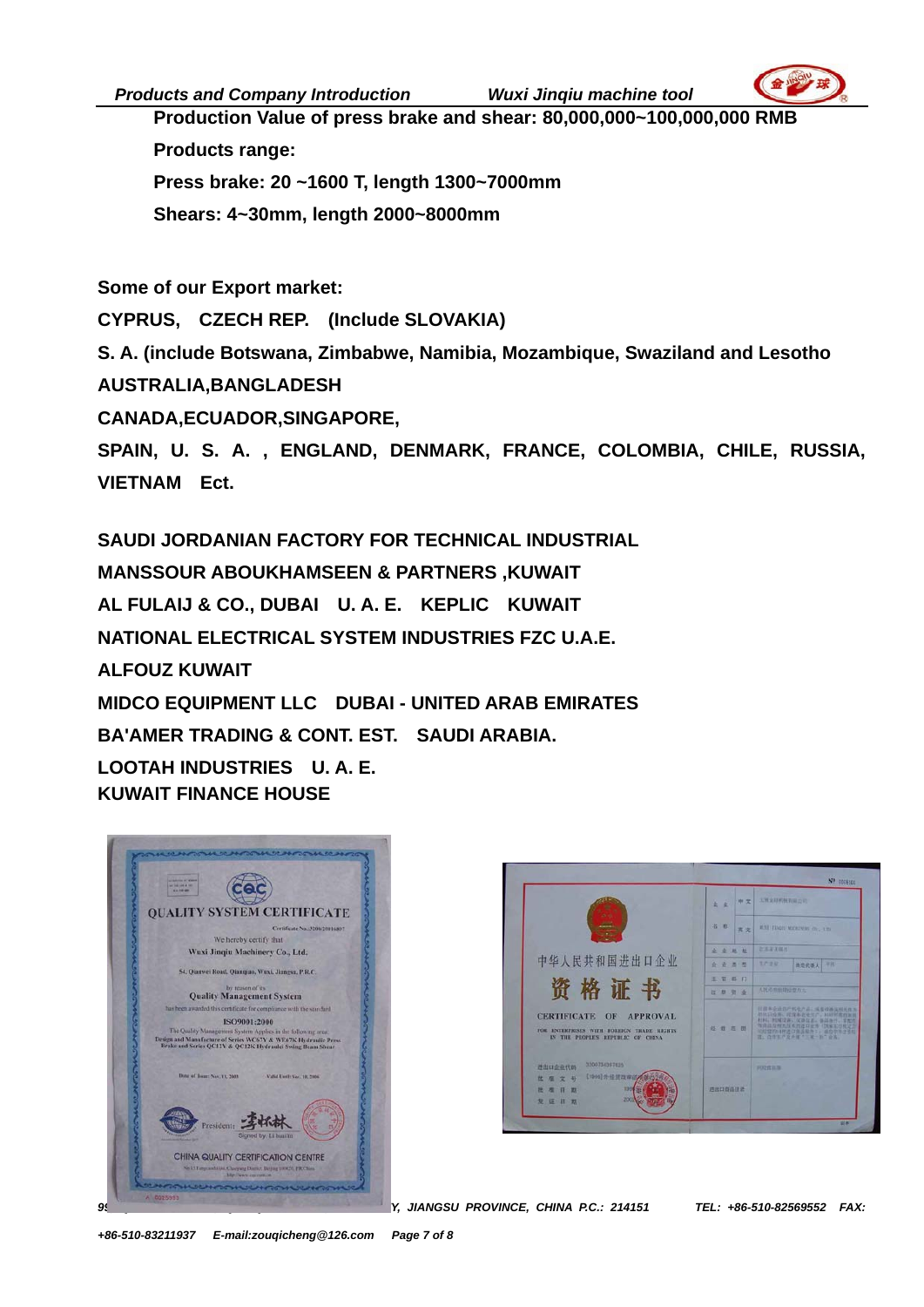**Production Value of press brake and shear: 80,000,000~100,000,000 RMB**

**Products range:**

**Press brake: 20 ~1600 T, length 1300~7000mm**

**Shears: 4~30mm, length 2000~8000mm**

**Some of our Export market:**

**CYPRUS, CZECH REP. (Include SLOVAKIA)**

**S. A. (include Botswana, Zimbabwe, Namibia, Mozambique, Swaziland and Lesotho**

**AUSTRALIA,BANGLADESH**

**CANADA,ECUADOR,SINGAPORE,**

**SPAIN, U. S. A. , ENGLAND, DENMARK, FRANCE, COLOMBIA, CHILE, RUSSIA, VIETNAM Ect.**

**SAUDI JORDANIAN FACTORY FOR TECHNICAL INDUSTRIAL**

**MANSSOUR ABOUKHAMSEEN & PARTNERS ,KUWAIT**

**AL FULAIJ & CO., DUBAI U. A. E. KEPLIC KUWAIT**

**NATIONAL ELECTRICAL SYSTEM INDUSTRIES FZC U.A.E.**

**ALFOUZ KUWAIT**

**MIDCO EQUIPMENT LLC DUBAI - UNITED ARAB EMIRATES**

**BA'AMER TRADING & CONT. EST. SAUDI ARABIA.**

**LOOTAH INDUSTRIES U. A. E.**

**KUWAIT FINANCE HOUSE**

QUALITY SYSTEM CERTIFICATE

Certificate No.: 3200/2003...

We hereby certify that

Wuxi Jinqiu Machinery Co., Ltd.

54, Quanwei Road, Qianqiao, Wuxi, Jiangsu, P.R.C.

by reason of its

Quality Management System

has been awarded this certificate for compliance with the standard

ISO9001:2000

The Quality Management System Applies in the following area:
Design and Manufacture of Series WC67Y & WE67K Hydraulic Press Brake and Series QC11Y & QC12K Hydraulic Swing Beam Shear

CHINA QUALITY CERTIFICATION CENTRE

中华人民共和国进出口企业

资格证书

CERTIFICATE OF APPROVAL

FOR ENTERPRISES WITH FOREIGN TRADE RIGHTS IN THE PEOPLE'S REPUBLIC OF CHINA

*Y, JIANGSU PROVINCE, CHINA P.C.: 214151 TEL: +86-510-82569552 FAX: +86-510-83211937 E-mail:zouqicheng@126.com*